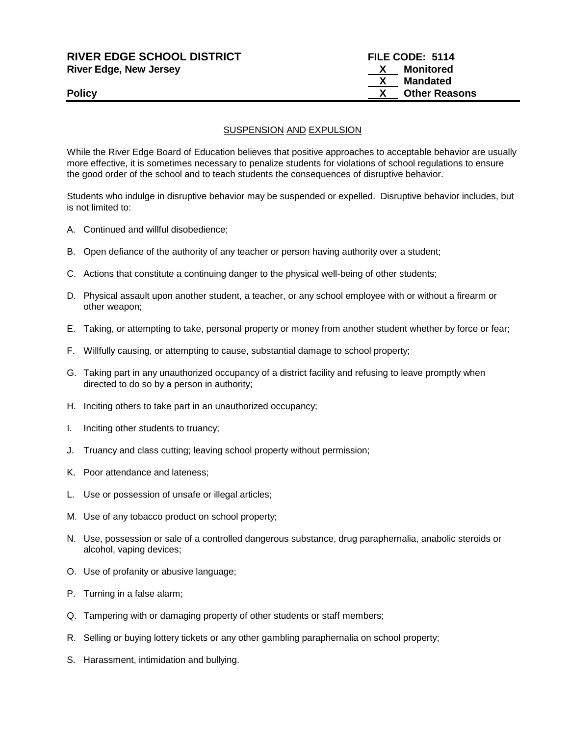**RIVER EDGE SCHOOL DISTRICT**
**River Edge, New Jersey**

**Policy**

**FILE CODE: 5114**
**X Monitored**
**X Mandated**
**X Other Reasons**

## SUSPENSION AND EXPULSION

While the River Edge Board of Education believes that positive approaches to acceptable behavior are usually more effective, it is sometimes necessary to penalize students for violations of school regulations to ensure the good order of the school and to teach students the consequences of disruptive behavior.

Students who indulge in disruptive behavior may be suspended or expelled. Disruptive behavior includes, but is not limited to:

A. Continued and willful disobedience;

B. Open defiance of the authority of any teacher or person having authority over a student;

C. Actions that constitute a continuing danger to the physical well-being of other students;

D. Physical assault upon another student, a teacher, or any school employee with or without a firearm or other weapon;

E. Taking, or attempting to take, personal property or money from another student whether by force or fear;

F. Willfully causing, or attempting to cause, substantial damage to school property;

G. Taking part in any unauthorized occupancy of a district facility and refusing to leave promptly when directed to do so by a person in authority;

H. Inciting others to take part in an unauthorized occupancy;

I. Inciting other students to truancy;

J. Truancy and class cutting; leaving school property without permission;

K. Poor attendance and lateness;

L. Use or possession of unsafe or illegal articles;

M. Use of any tobacco product on school property;

N. Use, possession or sale of a controlled dangerous substance, drug paraphernalia, anabolic steroids or alcohol, vaping devices;

O. Use of profanity or abusive language;

P. Turning in a false alarm;

Q. Tampering with or damaging property of other students or staff members;

R. Selling or buying lottery tickets or any other gambling paraphernalia on school property;

S. Harassment, intimidation and bullying.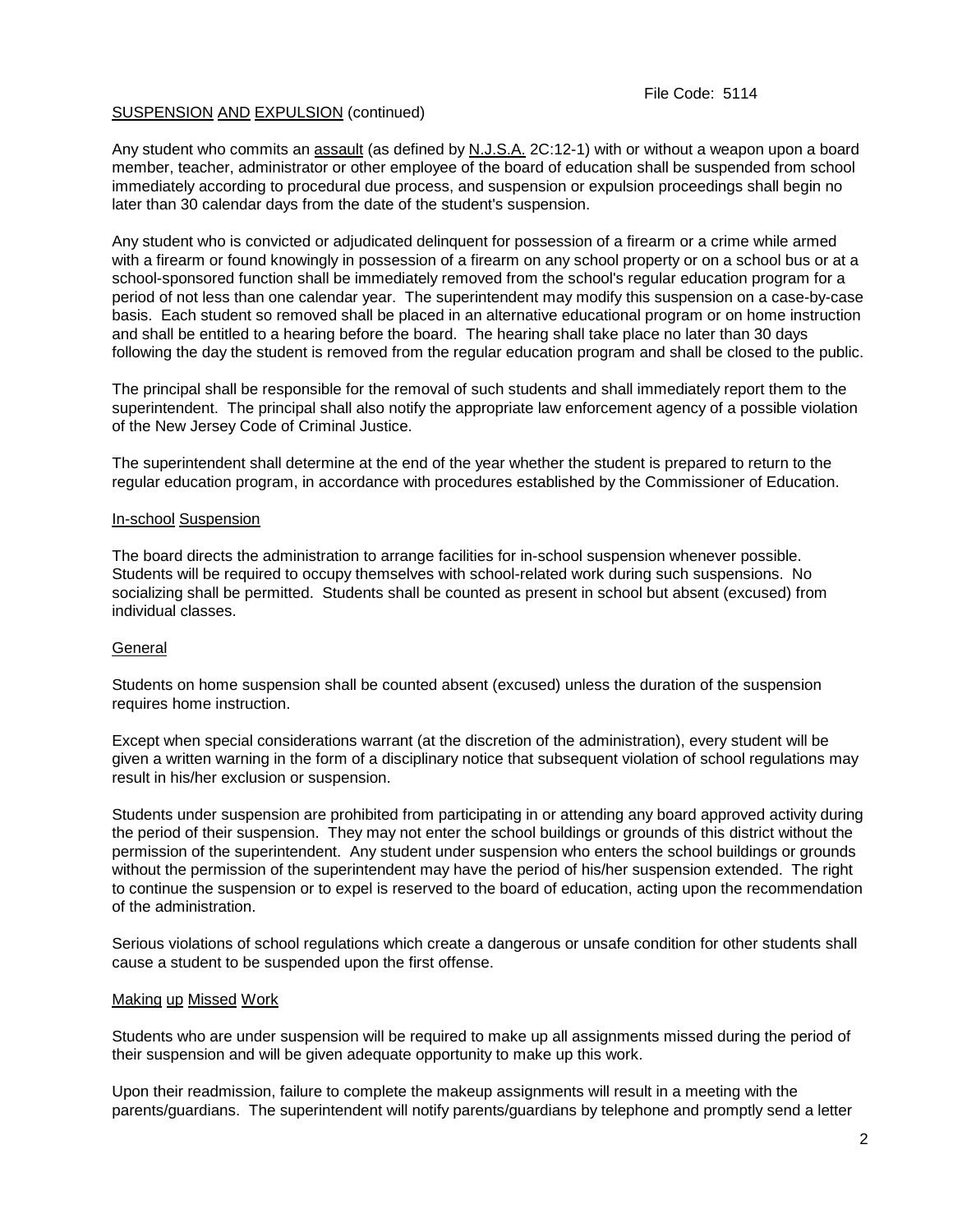SUSPENSION AND EXPULSION (continued)

Any student who commits an assault (as defined by N.J.S.A. 2C:12-1) with or without a weapon upon a board member, teacher, administrator or other employee of the board of education shall be suspended from school immediately according to procedural due process, and suspension or expulsion proceedings shall begin no later than 30 calendar days from the date of the student's suspension.

Any student who is convicted or adjudicated delinquent for possession of a firearm or a crime while armed with a firearm or found knowingly in possession of a firearm on any school property or on a school bus or at a school-sponsored function shall be immediately removed from the school's regular education program for a period of not less than one calendar year. The superintendent may modify this suspension on a case-by-case basis. Each student so removed shall be placed in an alternative educational program or on home instruction and shall be entitled to a hearing before the board. The hearing shall take place no later than 30 days following the day the student is removed from the regular education program and shall be closed to the public.

The principal shall be responsible for the removal of such students and shall immediately report them to the superintendent. The principal shall also notify the appropriate law enforcement agency of a possible violation of the New Jersey Code of Criminal Justice.

The superintendent shall determine at the end of the year whether the student is prepared to return to the regular education program, in accordance with procedures established by the Commissioner of Education.

## In-school Suspension

The board directs the administration to arrange facilities for in-school suspension whenever possible. Students will be required to occupy themselves with school-related work during such suspensions. No socializing shall be permitted. Students shall be counted as present in school but absent (excused) from individual classes.

## General

Students on home suspension shall be counted absent (excused) unless the duration of the suspension requires home instruction.

Except when special considerations warrant (at the discretion of the administration), every student will be given a written warning in the form of a disciplinary notice that subsequent violation of school regulations may result in his/her exclusion or suspension.

Students under suspension are prohibited from participating in or attending any board approved activity during the period of their suspension. They may not enter the school buildings or grounds of this district without the permission of the superintendent. Any student under suspension who enters the school buildings or grounds without the permission of the superintendent may have the period of his/her suspension extended. The right to continue the suspension or to expel is reserved to the board of education, acting upon the recommendation of the administration.

Serious violations of school regulations which create a dangerous or unsafe condition for other students shall cause a student to be suspended upon the first offense.

## Making up Missed Work

Students who are under suspension will be required to make up all assignments missed during the period of their suspension and will be given adequate opportunity to make up this work.

Upon their readmission, failure to complete the makeup assignments will result in a meeting with the parents/guardians. The superintendent will notify parents/guardians by telephone and promptly send a letter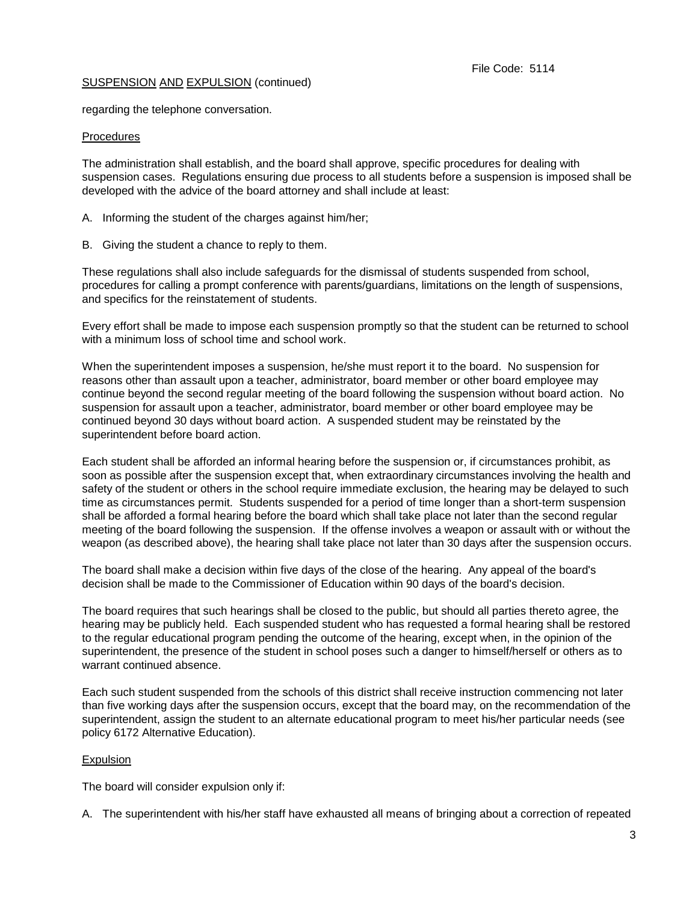regarding the telephone conversation.

Procedures

The administration shall establish, and the board shall approve, specific procedures for dealing with suspension cases. Regulations ensuring due process to all students before a suspension is imposed shall be developed with the advice of the board attorney and shall include at least:

A. Informing the student of the charges against him/her;

B. Giving the student a chance to reply to them.

These regulations shall also include safeguards for the dismissal of students suspended from school, procedures for calling a prompt conference with parents/guardians, limitations on the length of suspensions, and specifics for the reinstatement of students.

Every effort shall be made to impose each suspension promptly so that the student can be returned to school with a minimum loss of school time and school work.

When the superintendent imposes a suspension, he/she must report it to the board. No suspension for reasons other than assault upon a teacher, administrator, board member or other board employee may continue beyond the second regular meeting of the board following the suspension without board action. No suspension for assault upon a teacher, administrator, board member or other board employee may be continued beyond 30 days without board action. A suspended student may be reinstated by the superintendent before board action.

Each student shall be afforded an informal hearing before the suspension or, if circumstances prohibit, as soon as possible after the suspension except that, when extraordinary circumstances involving the health and safety of the student or others in the school require immediate exclusion, the hearing may be delayed to such time as circumstances permit. Students suspended for a period of time longer than a short-term suspension shall be afforded a formal hearing before the board which shall take place not later than the second regular meeting of the board following the suspension. If the offense involves a weapon or assault with or without the weapon (as described above), the hearing shall take place not later than 30 days after the suspension occurs.

The board shall make a decision within five days of the close of the hearing. Any appeal of the board's decision shall be made to the Commissioner of Education within 90 days of the board's decision.

The board requires that such hearings shall be closed to the public, but should all parties thereto agree, the hearing may be publicly held. Each suspended student who has requested a formal hearing shall be restored to the regular educational program pending the outcome of the hearing, except when, in the opinion of the superintendent, the presence of the student in school poses such a danger to himself/herself or others as to warrant continued absence.

Each such student suspended from the schools of this district shall receive instruction commencing not later than five working days after the suspension occurs, except that the board may, on the recommendation of the superintendent, assign the student to an alternate educational program to meet his/her particular needs (see policy 6172 Alternative Education).

Expulsion

The board will consider expulsion only if:

A. The superintendent with his/her staff have exhausted all means of bringing about a correction of repeated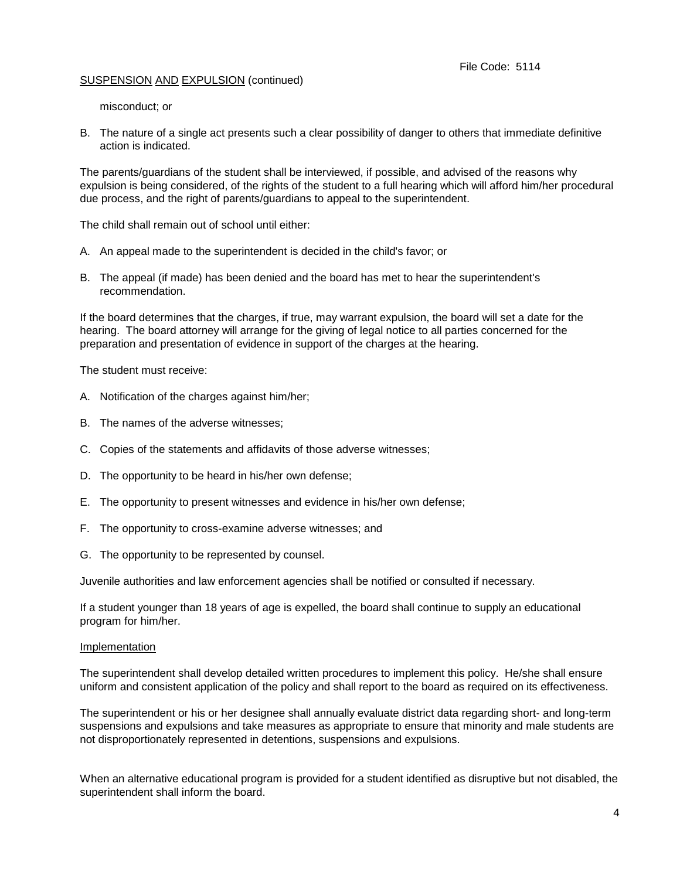misconduct; or

B. The nature of a single act presents such a clear possibility of danger to others that immediate definitive action is indicated.

The parents/guardians of the student shall be interviewed, if possible, and advised of the reasons why expulsion is being considered, of the rights of the student to a full hearing which will afford him/her procedural due process, and the right of parents/guardians to appeal to the superintendent.

The child shall remain out of school until either:

A. An appeal made to the superintendent is decided in the child's favor; or

B. The appeal (if made) has been denied and the board has met to hear the superintendent's recommendation.

If the board determines that the charges, if true, may warrant expulsion, the board will set a date for the hearing. The board attorney will arrange for the giving of legal notice to all parties concerned for the preparation and presentation of evidence in support of the charges at the hearing.

The student must receive:

A. Notification of the charges against him/her;

B. The names of the adverse witnesses;

C. Copies of the statements and affidavits of those adverse witnesses;

D. The opportunity to be heard in his/her own defense;

E. The opportunity to present witnesses and evidence in his/her own defense;

F. The opportunity to cross-examine adverse witnesses; and

G. The opportunity to be represented by counsel.

Juvenile authorities and law enforcement agencies shall be notified or consulted if necessary.

If a student younger than 18 years of age is expelled, the board shall continue to supply an educational program for him/her.

## Implementation

The superintendent shall develop detailed written procedures to implement this policy. He/she shall ensure uniform and consistent application of the policy and shall report to the board as required on its effectiveness.

The superintendent or his or her designee shall annually evaluate district data regarding short- and long-term suspensions and expulsions and take measures as appropriate to ensure that minority and male students are not disproportionately represented in detentions, suspensions and expulsions.

When an alternative educational program is provided for a student identified as disruptive but not disabled, the superintendent shall inform the board.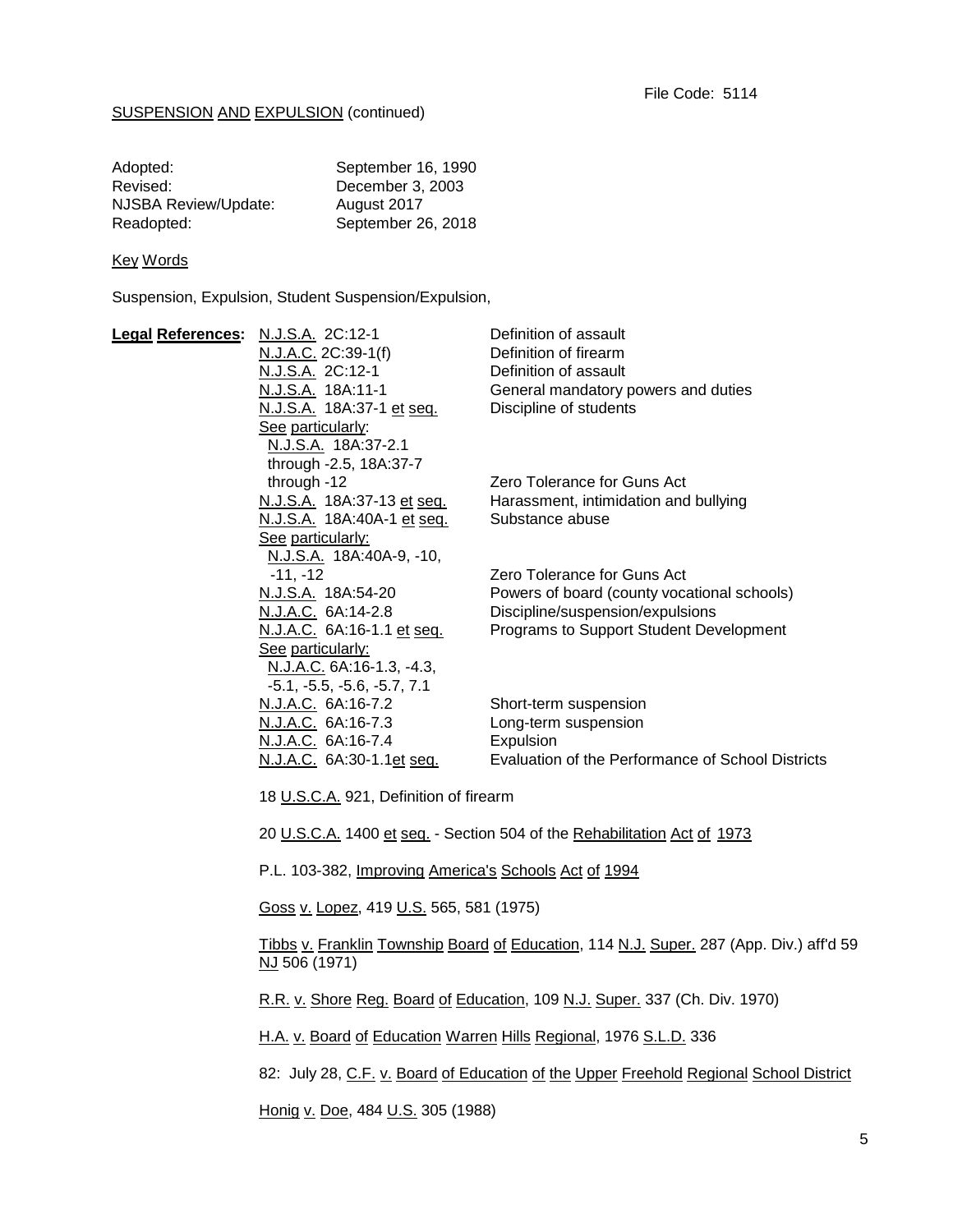File Code: 5114

SUSPENSION AND EXPULSION (continued)

| | |
|---|---|
| Adopted: | September 16, 1990 |
| Revised: | December 3, 2003 |
| NJSBA Review/Update: | August 2017 |
| Readopted: | September 26, 2018 |

Key Words

Suspension, Expulsion, Student Suspension/Expulsion,

**Legal References:**

| | |
|---|---|
| N.J.S.A. 2C:12-1 | Definition of assault |
| N.J.A.C. 2C:39-1(f) | Definition of firearm |
| N.J.S.A. 2C:12-1 | Definition of assault |
| N.J.S.A. 18A:11-1 | General mandatory powers and duties |
| N.J.S.A. 18A:37-1 et seq. | Discipline of students |
| See particularly: N.J.S.A. 18A:37-2.1 through -2.5, 18A:37-7 through -12 | Zero Tolerance for Guns Act |
| N.J.S.A. 18A:37-13 et seq. | Harassment, intimidation and bullying |
| N.J.S.A. 18A:40A-1 et seq. | Substance abuse |
| See particularly: N.J.S.A. 18A:40A-9, -10, -11, -12 | Zero Tolerance for Guns Act |
| N.J.S.A. 18A:54-20 | Powers of board (county vocational schools) |
| N.J.A.C. 6A:14-2.8 | Discipline/suspension/expulsions |
| N.J.A.C. 6A:16-1.1 et seq. | Programs to Support Student Development |
| See particularly: N.J.A.C. 6A:16-1.3, -4.3, -5.1, -5.5, -5.6, -5.7, 7.1 | |
| N.J.A.C. 6A:16-7.2 | Short-term suspension |
| N.J.A.C. 6A:16-7.3 | Long-term suspension |
| N.J.A.C. 6A:16-7.4 | Expulsion |
| N.J.A.C. 6A:30-1.1et seq. | Evaluation of the Performance of School Districts |

18 U.S.C.A. 921, Definition of firearm

20 U.S.C.A. 1400 et seq. - Section 504 of the Rehabilitation Act of 1973

P.L. 103-382, Improving America's Schools Act of 1994

Goss v. Lopez, 419 U.S. 565, 581 (1975)

Tibbs v. Franklin Township Board of Education, 114 N.J. Super. 287 (App. Div.) aff'd 59 NJ 506 (1971)

R.R. v. Shore Reg. Board of Education, 109 N.J. Super. 337 (Ch. Div. 1970)

H.A. v. Board of Education Warren Hills Regional, 1976 S.L.D. 336

82: July 28, C.F. v. Board of Education of the Upper Freehold Regional School District

Honig v. Doe, 484 U.S. 305 (1988)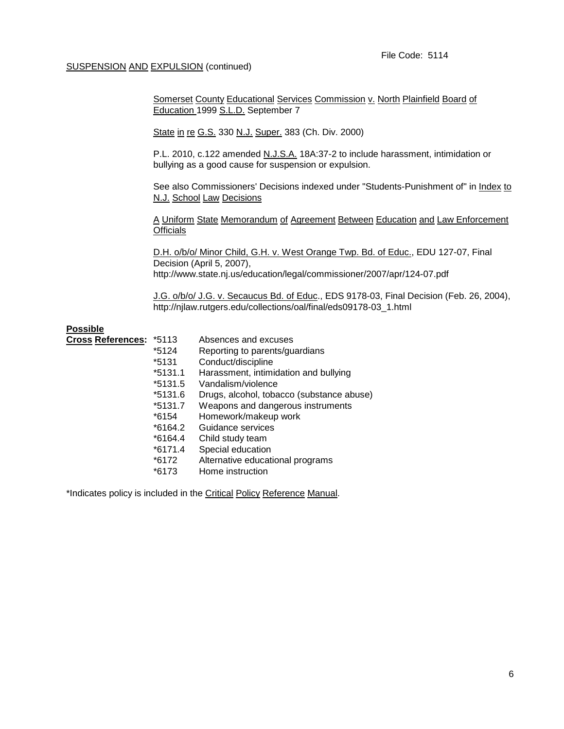SUSPENSION AND EXPULSION (continued)

Somerset County Educational Services Commission v. North Plainfield Board of Education 1999 S.L.D. September 7

State in re G.S. 330 N.J. Super. 383 (Ch. Div. 2000)

P.L. 2010, c.122 amended N.J.S.A. 18A:37-2 to include harassment, intimidation or bullying as a good cause for suspension or expulsion.

See also Commissioners' Decisions indexed under "Students-Punishment of" in Index to N.J. School Law Decisions

A Uniform State Memorandum of Agreement Between Education and Law Enforcement Officials

D.H. o/b/o/ Minor Child, G.H. v. West Orange Twp. Bd. of Educ., EDU 127-07, Final Decision (April 5, 2007), http://www.state.nj.us/education/legal/commissioner/2007/apr/124-07.pdf

J.G. o/b/o/ J.G. v. Secaucus Bd. of Educ., EDS 9178-03, Final Decision (Feb. 26, 2004), http://njlaw.rutgers.edu/collections/oal/final/eds09178-03_1.html

**Possible Cross References:**

| | |
|---|---|
| *5113 | Absences and excuses |
| *5124 | Reporting to parents/guardians |
| *5131 | Conduct/discipline |
| *5131.1 | Harassment, intimidation and bullying |
| *5131.5 | Vandalism/violence |
| *5131.6 | Drugs, alcohol, tobacco (substance abuse) |
| *5131.7 | Weapons and dangerous instruments |
| *6154 | Homework/makeup work |
| *6164.2 | Guidance services |
| *6164.4 | Child study team |
| *6171.4 | Special education |
| *6172 | Alternative educational programs |
| *6173 | Home instruction |

*Indicates policy is included in the Critical Policy Reference Manual.